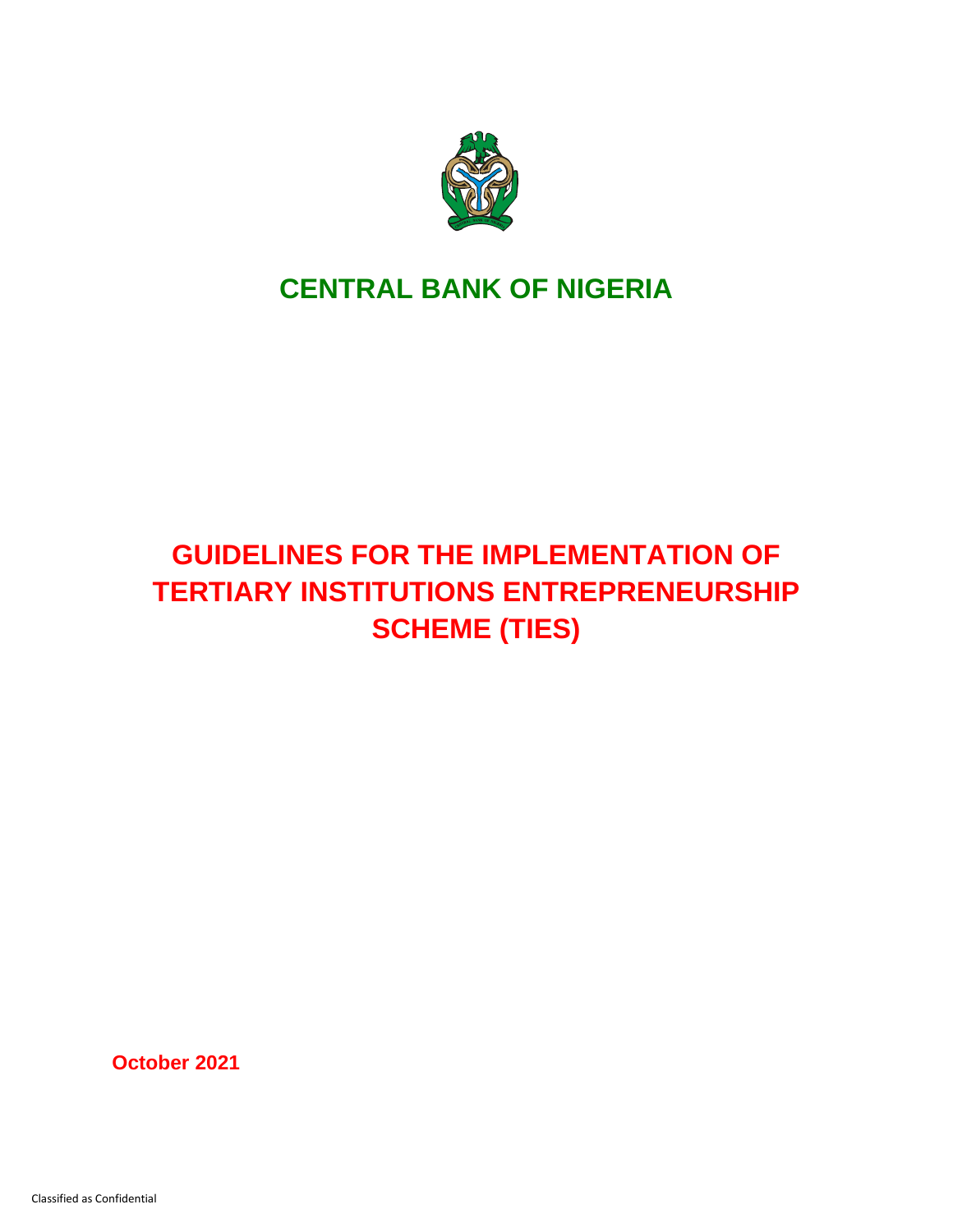# CENTRAL BANK OF NIGERIA

# GUIDELINES FOR THE IMPLEMENTATION OF TERTIARY INSTITUTIONS ENTREPRENEURSHIP SCHEME (TIES)

**October 2021**

Classified as Confidential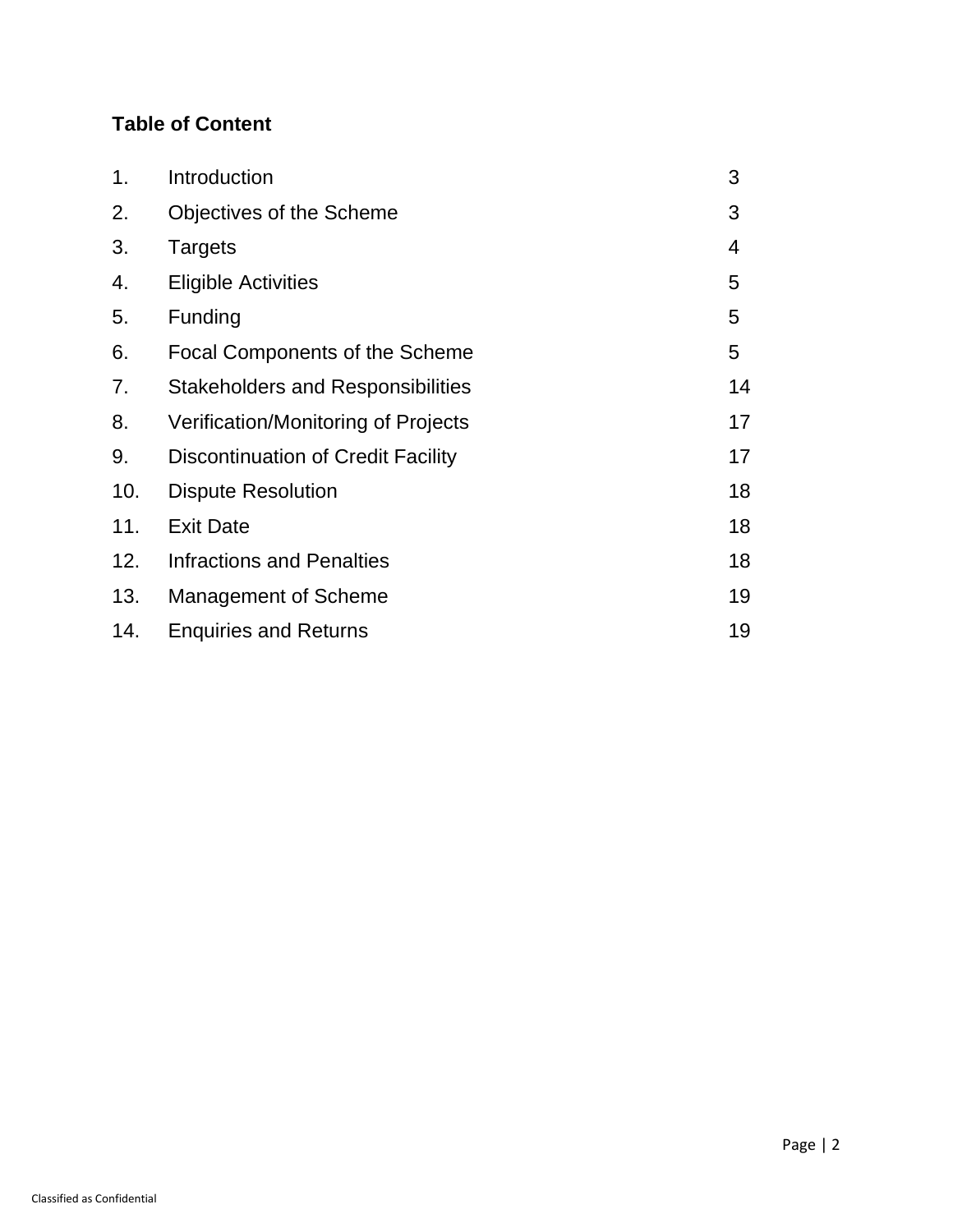**Table of Content**

| | | |
|---|---|---|
| 1. | Introduction | 3 |
| 2. | Objectives of the Scheme | 3 |
| 3. | Targets | 4 |
| 4. | Eligible Activities | 5 |
| 5. | Funding | 5 |
| 6. | Focal Components of the Scheme | 5 |
| 7. | Stakeholders and Responsibilities | 14 |
| 8. | Verification/Monitoring of Projects | 17 |
| 9. | Discontinuation of Credit Facility | 17 |
| 10. | Dispute Resolution | 18 |
| 11. | Exit Date | 18 |
| 12. | Infractions and Penalties | 18 |
| 13. | Management of Scheme | 19 |
| 14. | Enquiries and Returns | 19 |

Classified as Confidential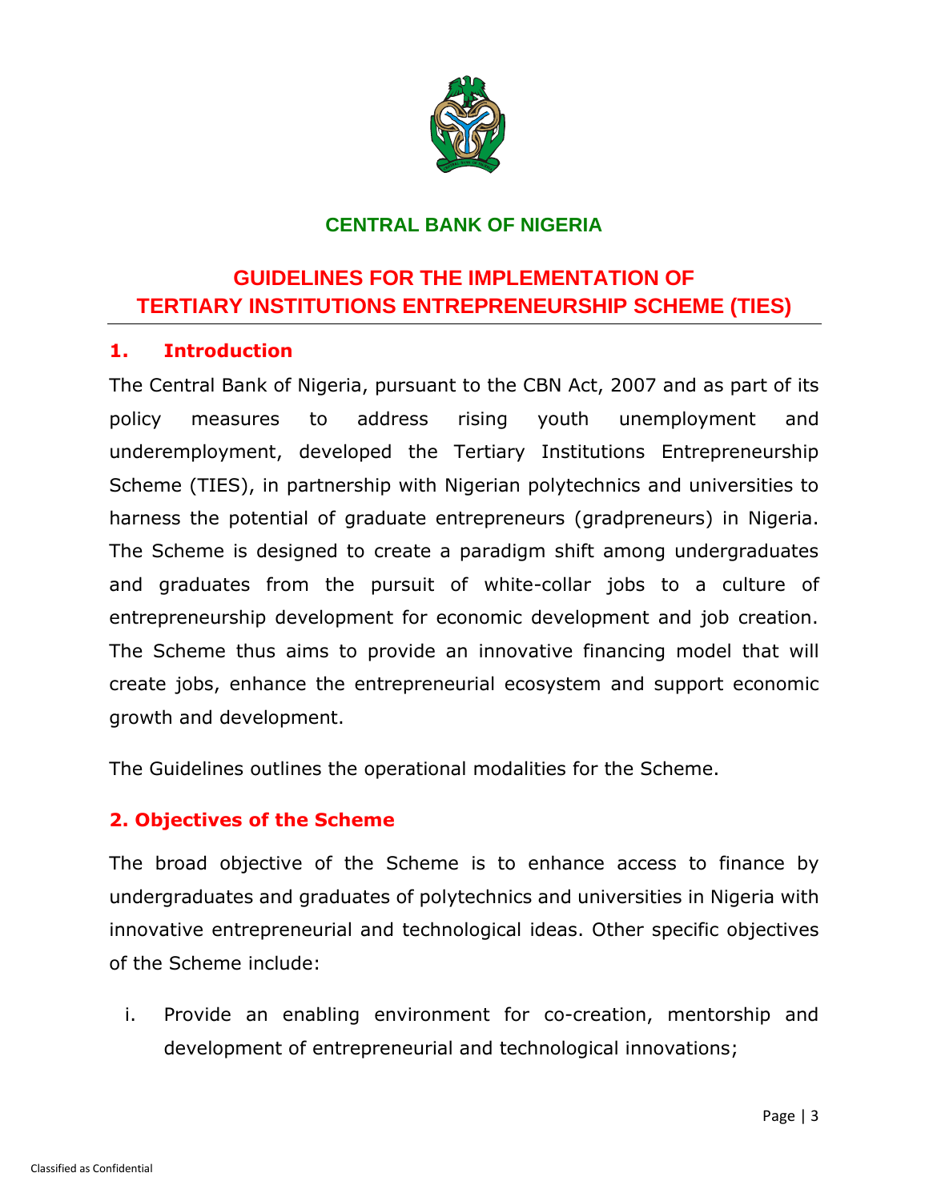**CENTRAL BANK OF NIGERIA**

# GUIDELINES FOR THE IMPLEMENTATION OF TERTIARY INSTITUTIONS ENTREPRENEURSHIP SCHEME (TIES)

## 1. Introduction

The Central Bank of Nigeria, pursuant to the CBN Act, 2007 and as part of its policy measures to address rising youth unemployment and underemployment, developed the Tertiary Institutions Entrepreneurship Scheme (TIES), in partnership with Nigerian polytechnics and universities to harness the potential of graduate entrepreneurs (gradpreneurs) in Nigeria. The Scheme is designed to create a paradigm shift among undergraduates and graduates from the pursuit of white-collar jobs to a culture of entrepreneurship development for economic development and job creation. The Scheme thus aims to provide an innovative financing model that will create jobs, enhance the entrepreneurial ecosystem and support economic growth and development.

The Guidelines outlines the operational modalities for the Scheme.

## 2. Objectives of the Scheme

The broad objective of the Scheme is to enhance access to finance by undergraduates and graduates of polytechnics and universities in Nigeria with innovative entrepreneurial and technological ideas. Other specific objectives of the Scheme include:

i. Provide an enabling environment for co-creation, mentorship and development of entrepreneurial and technological innovations;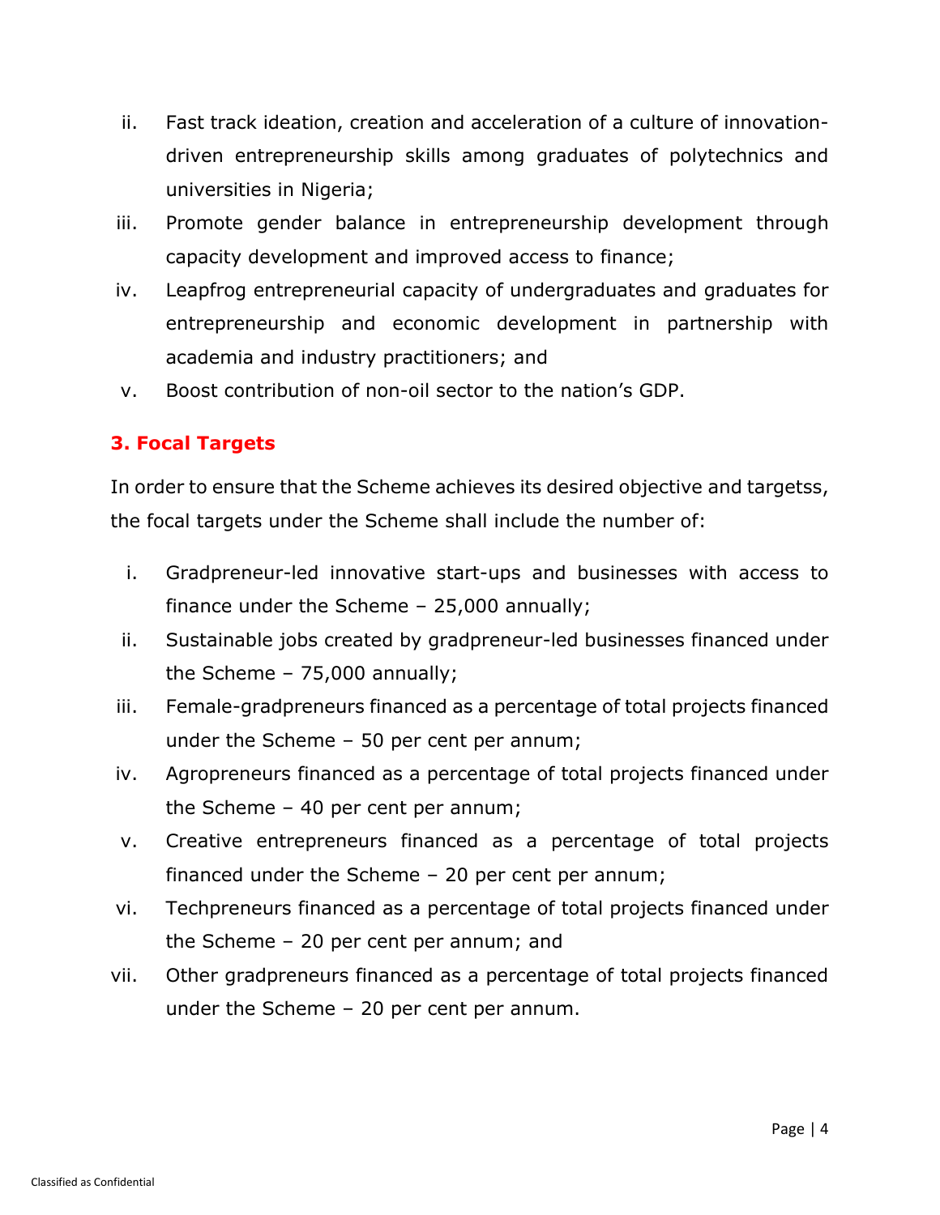ii. Fast track ideation, creation and acceleration of a culture of innovation-driven entrepreneurship skills among graduates of polytechnics and universities in Nigeria;
iii. Promote gender balance in entrepreneurship development through capacity development and improved access to finance;
iv. Leapfrog entrepreneurial capacity of undergraduates and graduates for entrepreneurship and economic development in partnership with academia and industry practitioners; and
v. Boost contribution of non-oil sector to the nation's GDP.

## 3. Focal Targets

In order to ensure that the Scheme achieves its desired objective and targetss, the focal targets under the Scheme shall include the number of:

i. Gradpreneur-led innovative start-ups and businesses with access to finance under the Scheme – 25,000 annually;
ii. Sustainable jobs created by gradpreneur-led businesses financed under the Scheme – 75,000 annually;
iii. Female-gradpreneurs financed as a percentage of total projects financed under the Scheme – 50 per cent per annum;
iv. Agropreneurs financed as a percentage of total projects financed under the Scheme – 40 per cent per annum;
v. Creative entrepreneurs financed as a percentage of total projects financed under the Scheme – 20 per cent per annum;
vi. Techpreneurs financed as a percentage of total projects financed under the Scheme – 20 per cent per annum; and
vii. Other gradpreneurs financed as a percentage of total projects financed under the Scheme – 20 per cent per annum.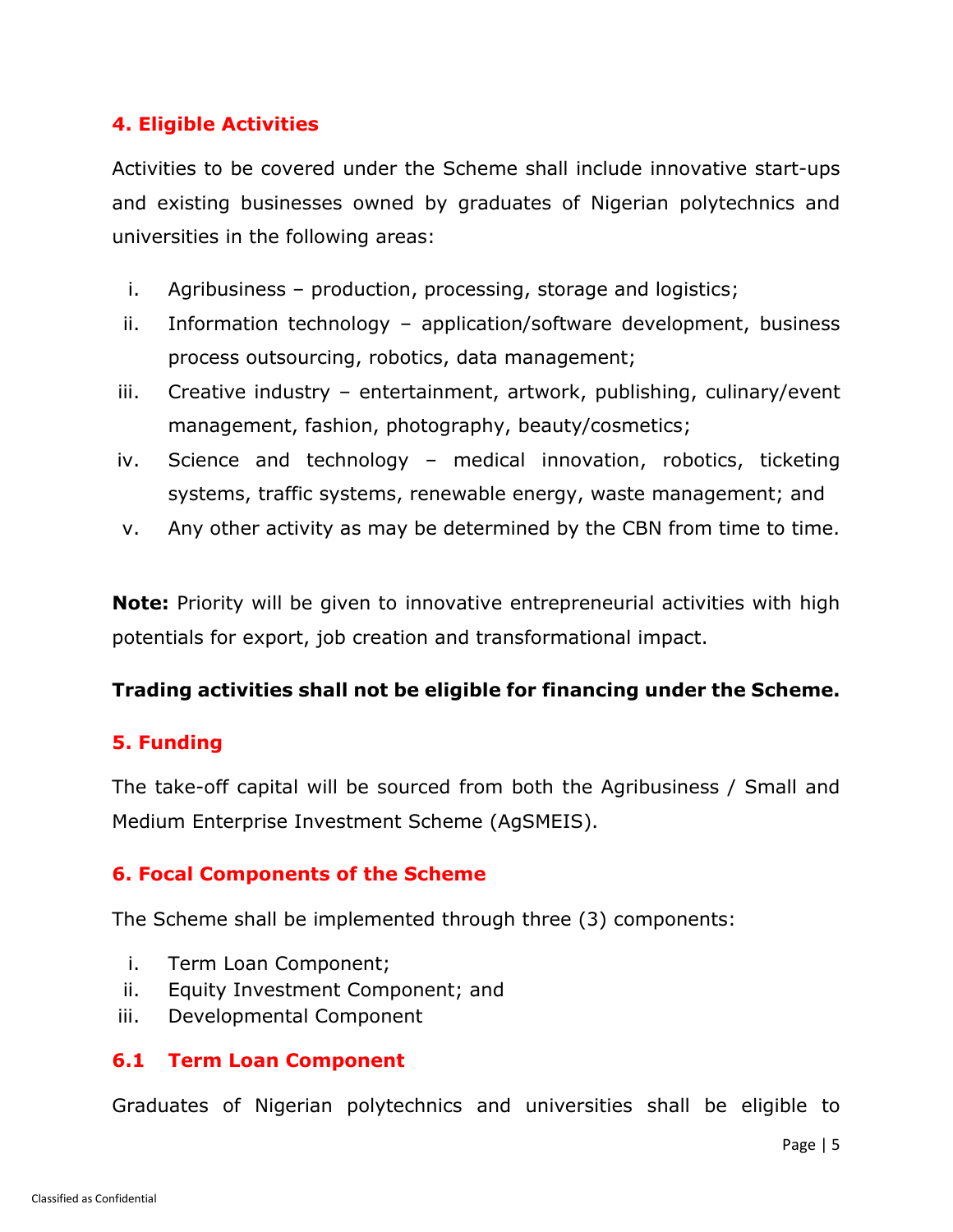## 4. Eligible Activities

Activities to be covered under the Scheme shall include innovative start-ups and existing businesses owned by graduates of Nigerian polytechnics and universities in the following areas:

i. Agribusiness – production, processing, storage and logistics;
ii. Information technology – application/software development, business process outsourcing, robotics, data management;
iii. Creative industry – entertainment, artwork, publishing, culinary/event management, fashion, photography, beauty/cosmetics;
iv. Science and technology – medical innovation, robotics, ticketing systems, traffic systems, renewable energy, waste management; and
v. Any other activity as may be determined by the CBN from time to time.

**Note:** Priority will be given to innovative entrepreneurial activities with high potentials for export, job creation and transformational impact.

**Trading activities shall not be eligible for financing under the Scheme.**

## 5. Funding

The take-off capital will be sourced from both the Agribusiness / Small and Medium Enterprise Investment Scheme (AgSMEIS).

## 6. Focal Components of the Scheme

The Scheme shall be implemented through three (3) components:

i. Term Loan Component;
ii. Equity Investment Component; and
iii. Developmental Component

### 6.1 Term Loan Component

Graduates of Nigerian polytechnics and universities shall be eligible to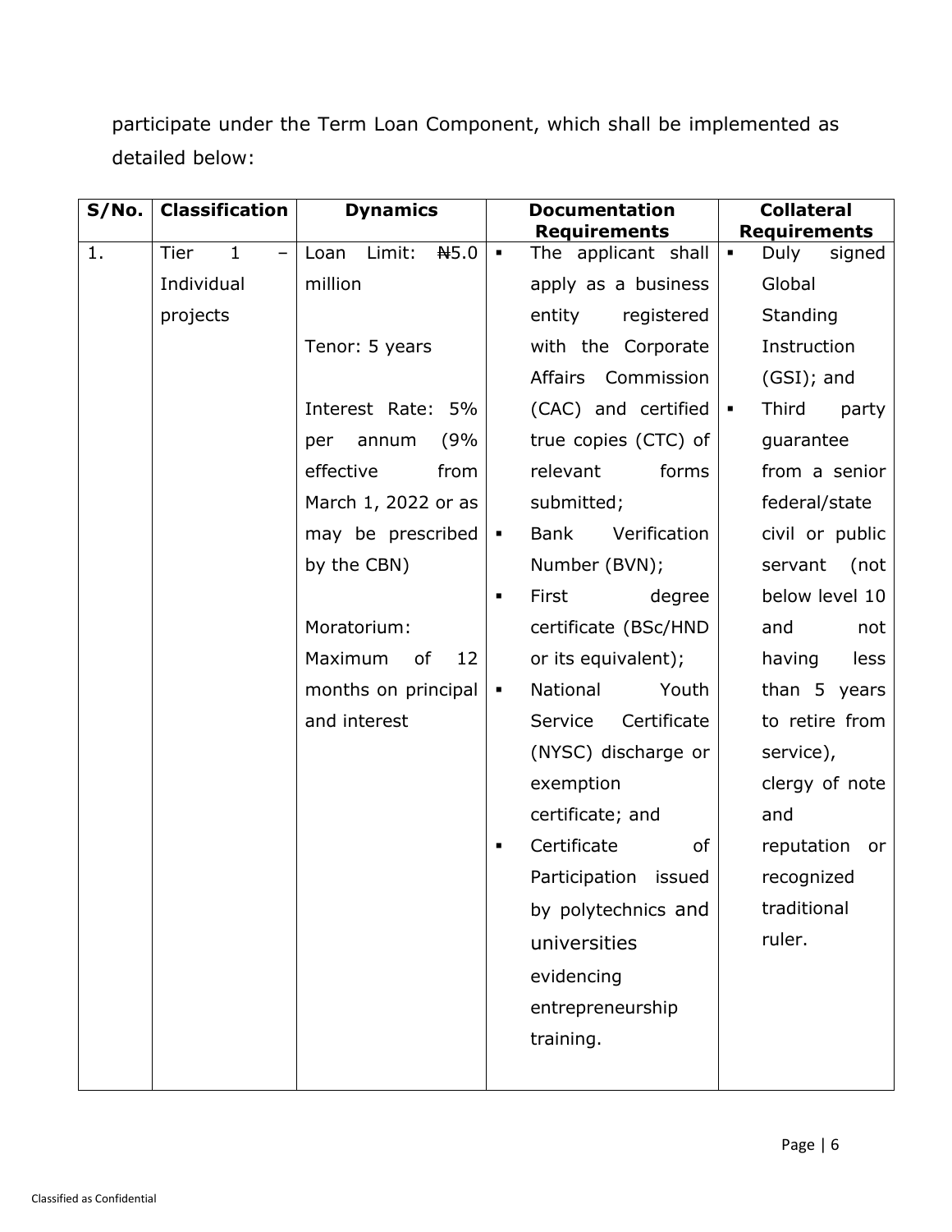participate under the Term Loan Component, which shall be implemented as detailed below:

| S/No. | Classification | Dynamics | Documentation Requirements | Collateral Requirements |
| --- | --- | --- | --- | --- |
| 1. | Tier 1 – Individual projects | Loan Limit: ₦5.0 million<br><br>Tenor: 5 years<br><br>Interest Rate: 5% per annum (9% effective from March 1, 2022 or as may be prescribed by the CBN)<br><br>Moratorium: Maximum of 12 months on principal and interest | ▪ The applicant shall apply as a business entity registered with the Corporate Affairs Commission (CAC) and certified true copies (CTC) of relevant forms submitted;<br>▪ Bank Verification Number (BVN);<br>▪ First degree certificate (BSc/HND or its equivalent);<br>▪ National Youth Service Certificate (NYSC) discharge or exemption certificate; and<br>▪ Certificate of Participation issued by polytechnics and universities evidencing entrepreneurship training. | ▪ Duly signed Global Standing Instruction (GSI); and<br>▪ Third party guarantee from a senior federal/state civil or public servant (not below level 10 and not having less than 5 years to retire from service), clergy of note and reputation or recognized traditional ruler. |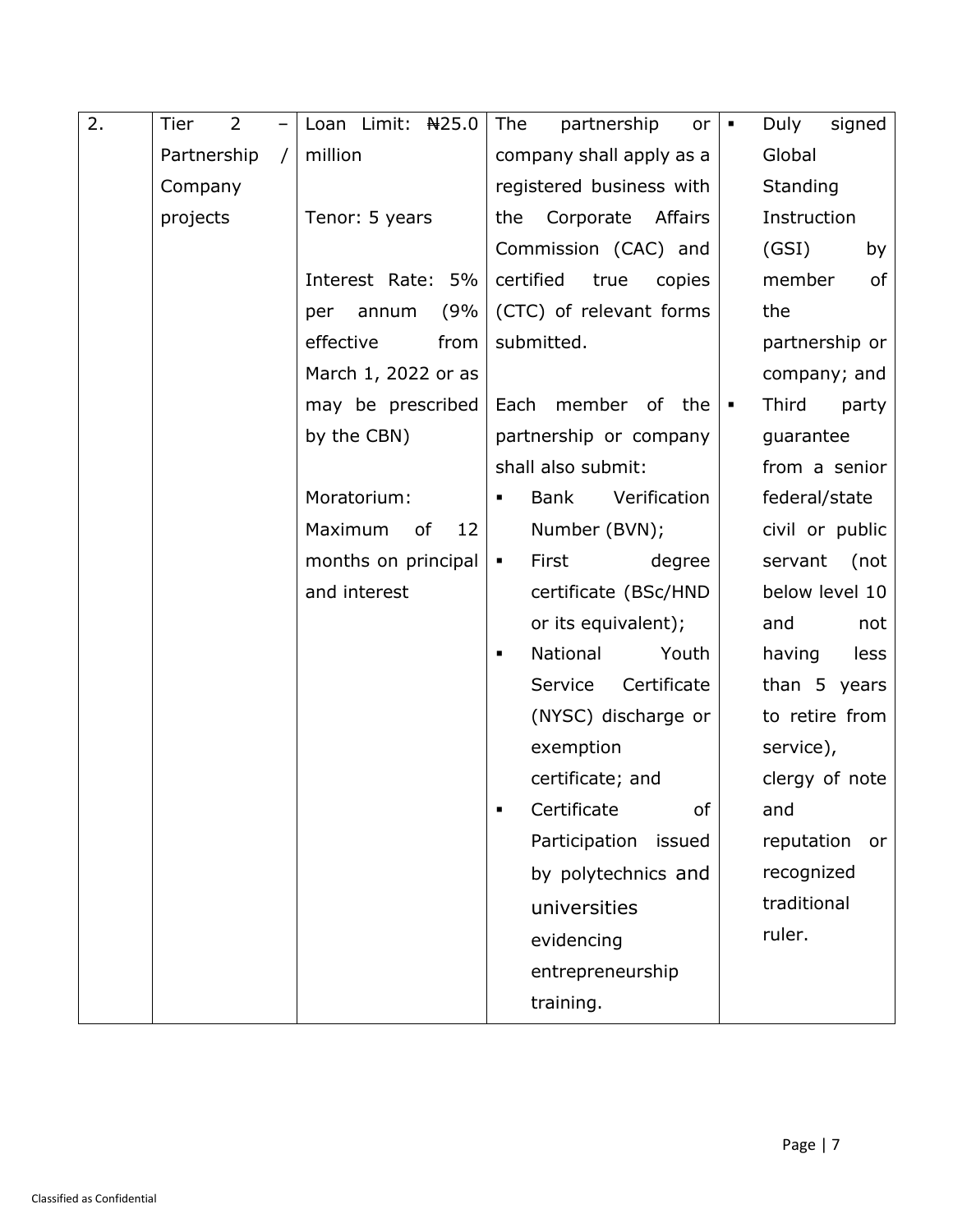| 2. | Tier 2 – Partnership / Company projects | Loan Limit: ₦25.0 million<br><br>Tenor: 5 years<br><br>Interest Rate: 5% per annum (9% effective from March 1, 2022 or as may be prescribed by the CBN)<br><br>Moratorium: Maximum of 12 months on principal and interest | The partnership or company shall apply as a registered business with the Corporate Affairs Commission (CAC) and certified true copies (CTC) of relevant forms submitted.<br><br>Each member of the partnership or company shall also submit:<br>▪ Bank Verification Number (BVN);<br>▪ First degree certificate (BSc/HND or its equivalent);<br>▪ National Youth Service Certificate (NYSC) discharge or exemption certificate; and<br>▪ Certificate of Participation issued by polytechnics and universities evidencing entrepreneurship training. | ▪ Duly signed Global Standing Instruction (GSI) by member of the partnership or company; and<br>▪ Third party guarantee from a senior federal/state civil or public servant (not below level 10 and not having less than 5 years to retire from service), clergy of note and reputation or recognized traditional ruler. |
|---|---|---|---|---|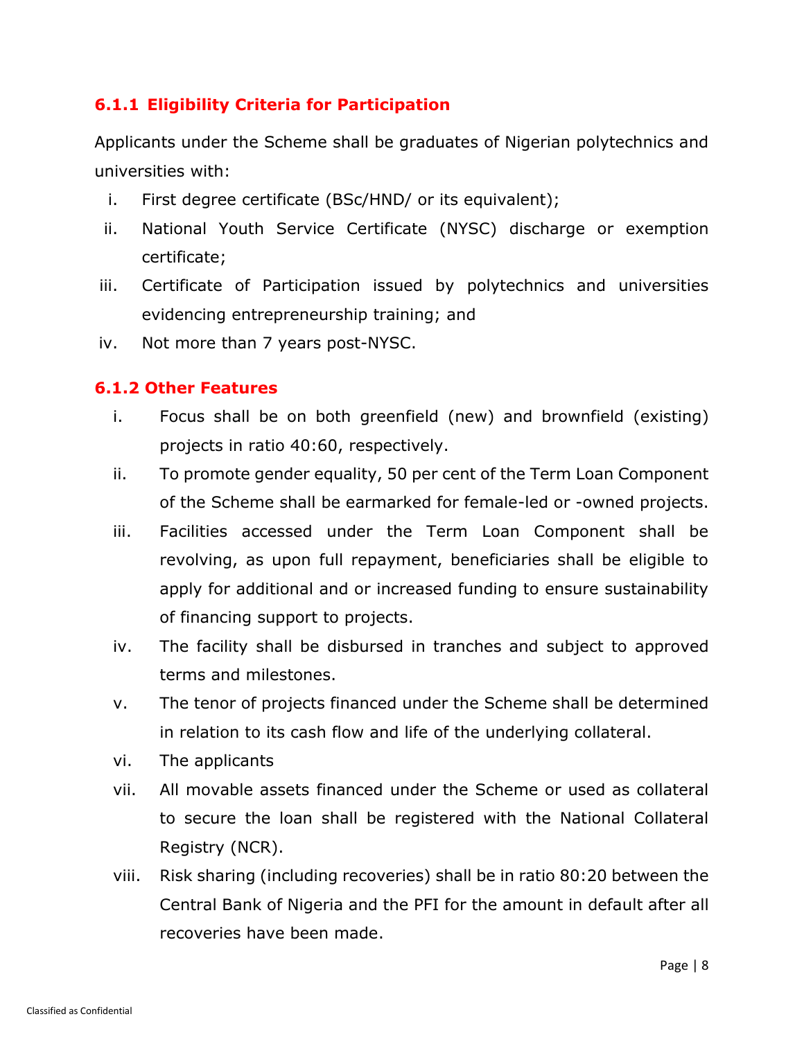### 6.1.1 Eligibility Criteria for Participation

Applicants under the Scheme shall be graduates of Nigerian polytechnics and universities with:

i. First degree certificate (BSc/HND/ or its equivalent);
ii. National Youth Service Certificate (NYSC) discharge or exemption certificate;
iii. Certificate of Participation issued by polytechnics and universities evidencing entrepreneurship training; and
iv. Not more than 7 years post-NYSC.

### 6.1.2 Other Features

i. Focus shall be on both greenfield (new) and brownfield (existing) projects in ratio 40:60, respectively.
ii. To promote gender equality, 50 per cent of the Term Loan Component of the Scheme shall be earmarked for female-led or -owned projects.
iii. Facilities accessed under the Term Loan Component shall be revolving, as upon full repayment, beneficiaries shall be eligible to apply for additional and or increased funding to ensure sustainability of financing support to projects.
iv. The facility shall be disbursed in tranches and subject to approved terms and milestones.
v. The tenor of projects financed under the Scheme shall be determined in relation to its cash flow and life of the underlying collateral.
vi. The applicants
vii. All movable assets financed under the Scheme or used as collateral to secure the loan shall be registered with the National Collateral Registry (NCR).
viii. Risk sharing (including recoveries) shall be in ratio 80:20 between the Central Bank of Nigeria and the PFI for the amount in default after all recoveries have been made.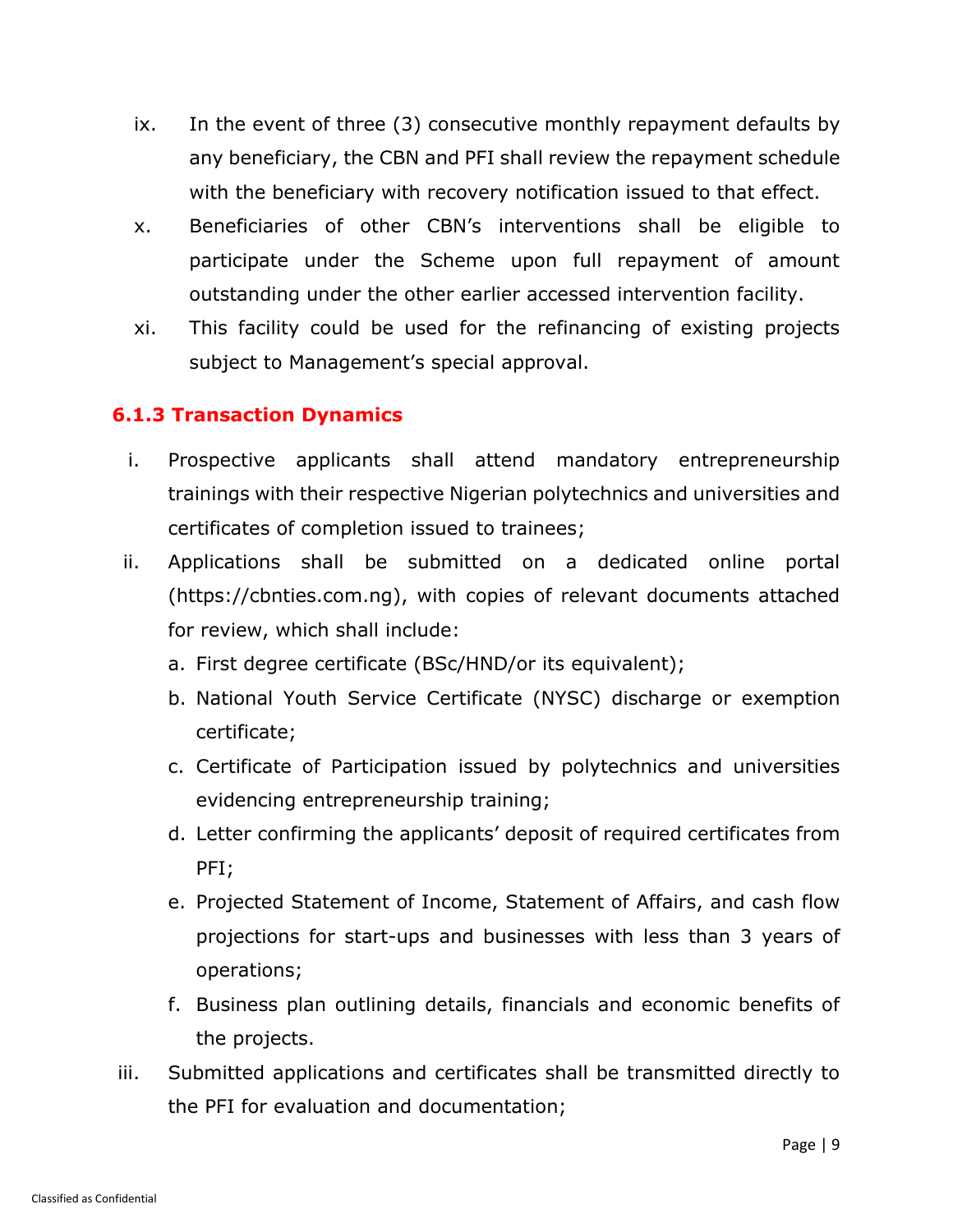ix. In the event of three (3) consecutive monthly repayment defaults by any beneficiary, the CBN and PFI shall review the repayment schedule with the beneficiary with recovery notification issued to that effect.

x. Beneficiaries of other CBN's interventions shall be eligible to participate under the Scheme upon full repayment of amount outstanding under the other earlier accessed intervention facility.

xi. This facility could be used for the refinancing of existing projects subject to Management's special approval.

### 6.1.3 Transaction Dynamics

i. Prospective applicants shall attend mandatory entrepreneurship trainings with their respective Nigerian polytechnics and universities and certificates of completion issued to trainees;

ii. Applications shall be submitted on a dedicated online portal (https://cbnties.com.ng), with copies of relevant documents attached for review, which shall include:

   a. First degree certificate (BSc/HND/or its equivalent);
   b. National Youth Service Certificate (NYSC) discharge or exemption certificate;
   c. Certificate of Participation issued by polytechnics and universities evidencing entrepreneurship training;
   d. Letter confirming the applicants' deposit of required certificates from PFI;
   e. Projected Statement of Income, Statement of Affairs, and cash flow projections for start-ups and businesses with less than 3 years of operations;
   f. Business plan outlining details, financials and economic benefits of the projects.

iii. Submitted applications and certificates shall be transmitted directly to the PFI for evaluation and documentation;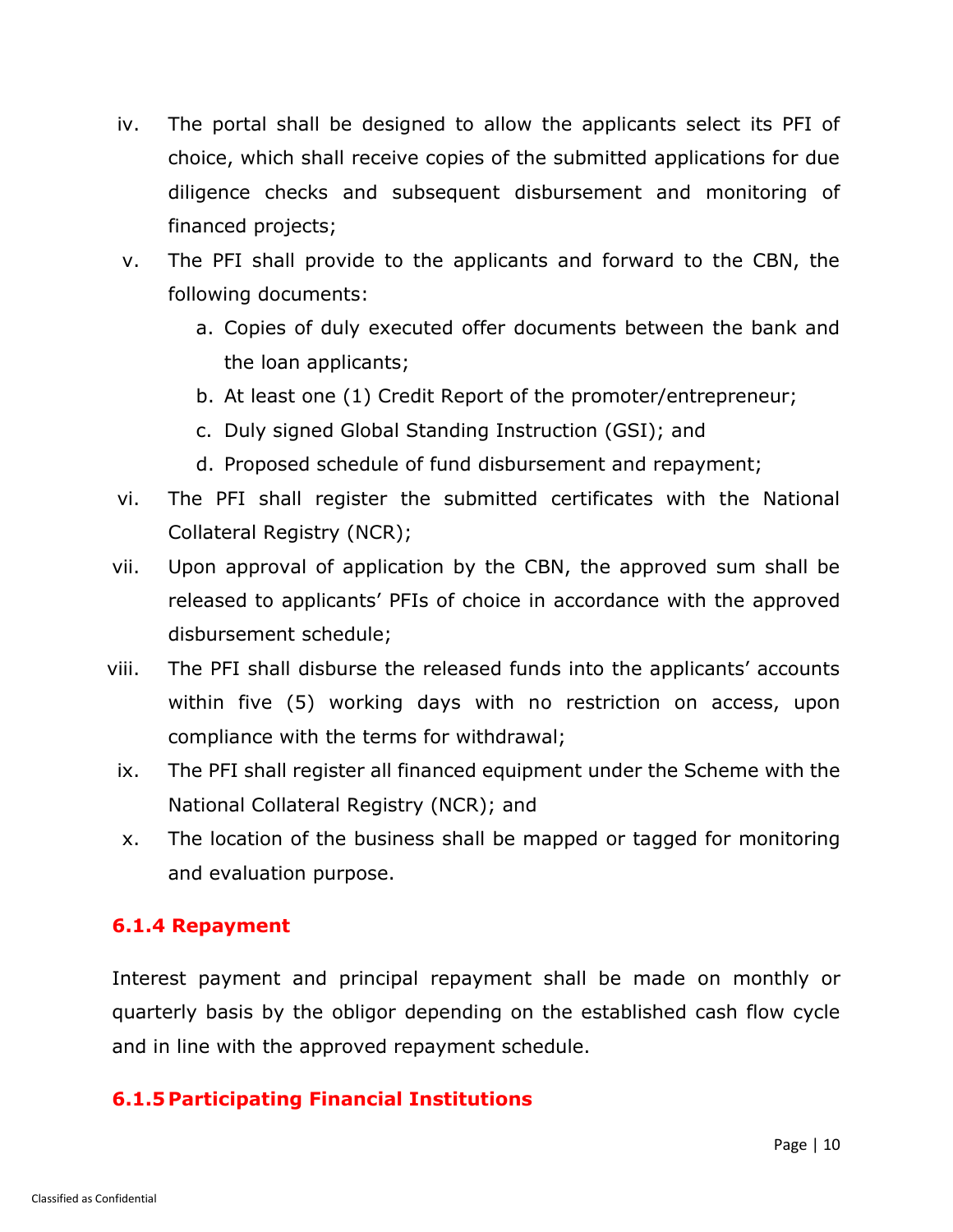iv. The portal shall be designed to allow the applicants select its PFI of choice, which shall receive copies of the submitted applications for due diligence checks and subsequent disbursement and monitoring of financed projects;

v. The PFI shall provide to the applicants and forward to the CBN, the following documents:
   a. Copies of duly executed offer documents between the bank and the loan applicants;
   b. At least one (1) Credit Report of the promoter/entrepreneur;
   c. Duly signed Global Standing Instruction (GSI); and
   d. Proposed schedule of fund disbursement and repayment;

vi. The PFI shall register the submitted certificates with the National Collateral Registry (NCR);

vii. Upon approval of application by the CBN, the approved sum shall be released to applicants' PFIs of choice in accordance with the approved disbursement schedule;

viii. The PFI shall disburse the released funds into the applicants' accounts within five (5) working days with no restriction on access, upon compliance with the terms for withdrawal;

ix. The PFI shall register all financed equipment under the Scheme with the National Collateral Registry (NCR); and

x. The location of the business shall be mapped or tagged for monitoring and evaluation purpose.

#### 6.1.4 Repayment

Interest payment and principal repayment shall be made on monthly or quarterly basis by the obligor depending on the established cash flow cycle and in line with the approved repayment schedule.

#### 6.1.5 Participating Financial Institutions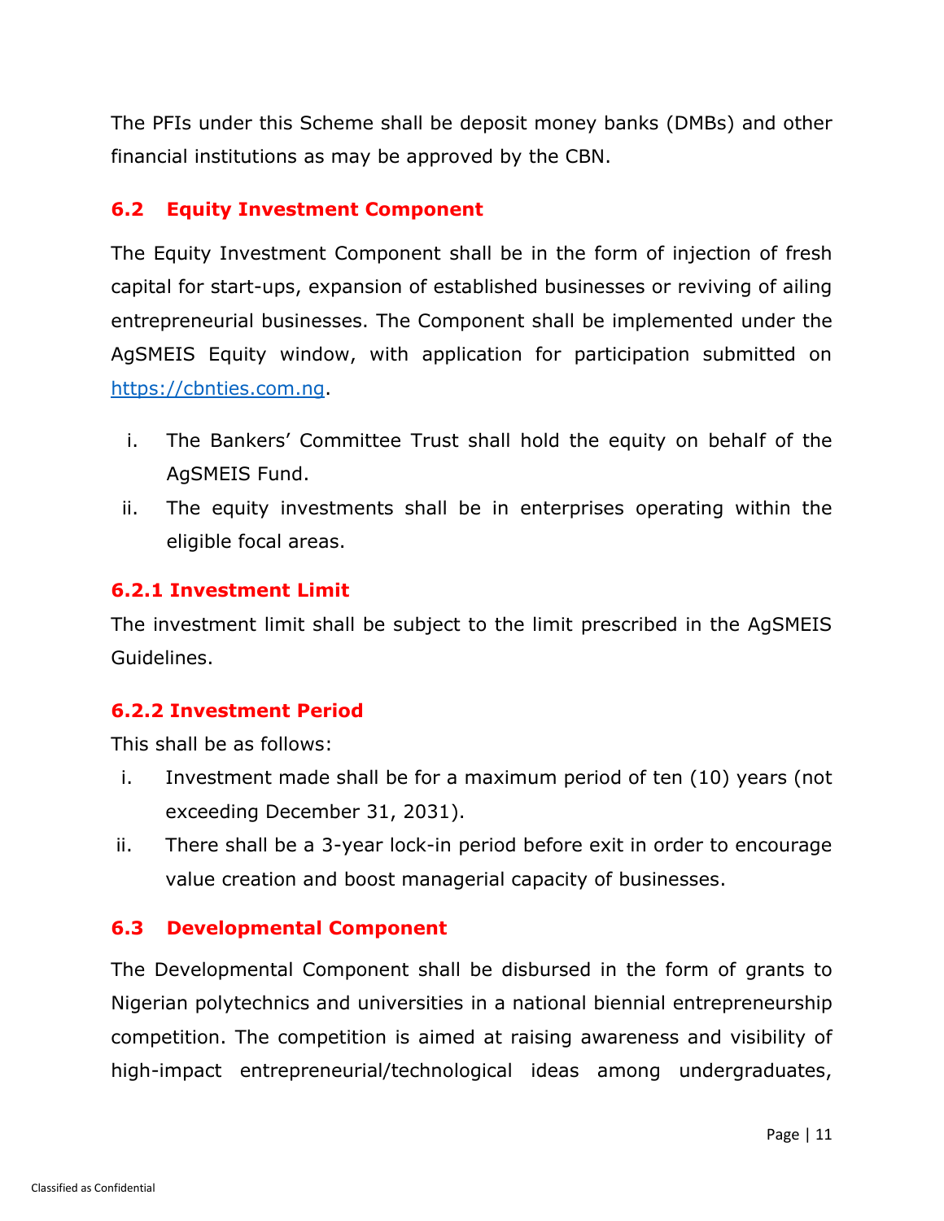The PFIs under this Scheme shall be deposit money banks (DMBs) and other financial institutions as may be approved by the CBN.

## 6.2 Equity Investment Component

The Equity Investment Component shall be in the form of injection of fresh capital for start-ups, expansion of established businesses or reviving of ailing entrepreneurial businesses. The Component shall be implemented under the AgSMEIS Equity window, with application for participation submitted on https://cbnties.com.ng.

i. The Bankers' Committee Trust shall hold the equity on behalf of the AgSMEIS Fund.
ii. The equity investments shall be in enterprises operating within the eligible focal areas.

### 6.2.1 Investment Limit

The investment limit shall be subject to the limit prescribed in the AgSMEIS Guidelines.

### 6.2.2 Investment Period

This shall be as follows:

i. Investment made shall be for a maximum period of ten (10) years (not exceeding December 31, 2031).
ii. There shall be a 3-year lock-in period before exit in order to encourage value creation and boost managerial capacity of businesses.

## 6.3 Developmental Component

The Developmental Component shall be disbursed in the form of grants to Nigerian polytechnics and universities in a national biennial entrepreneurship competition. The competition is aimed at raising awareness and visibility of high-impact entrepreneurial/technological ideas among undergraduates,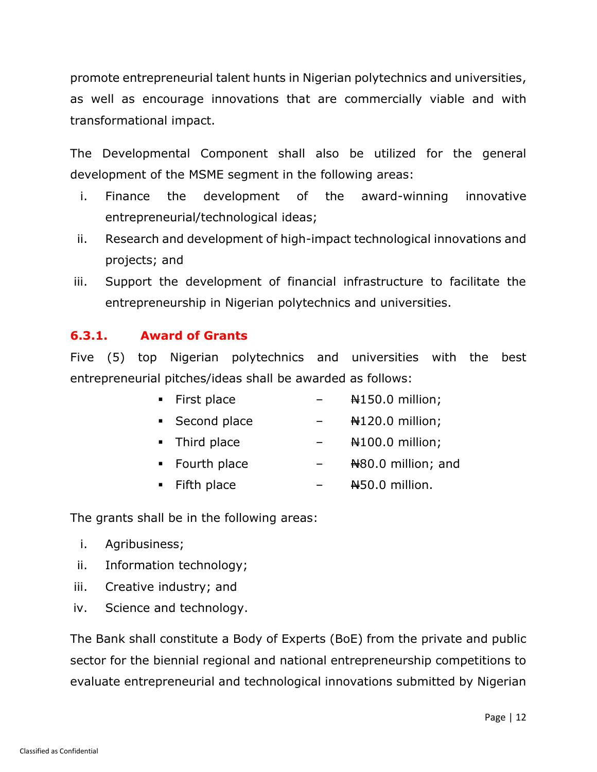promote entrepreneurial talent hunts in Nigerian polytechnics and universities, as well as encourage innovations that are commercially viable and with transformational impact.

The Developmental Component shall also be utilized for the general development of the MSME segment in the following areas:

i. Finance the development of the award-winning innovative entrepreneurial/technological ideas;
ii. Research and development of high-impact technological innovations and projects; and
iii. Support the development of financial infrastructure to facilitate the entrepreneurship in Nigerian polytechnics and universities.

### 6.3.1. Award of Grants

Five (5) top Nigerian polytechnics and universities with the best entrepreneurial pitches/ideas shall be awarded as follows:

- First place – ₦150.0 million;
- Second place – ₦120.0 million;
- Third place – ₦100.0 million;
- Fourth place – ₦80.0 million; and
- Fifth place – ₦50.0 million.

The grants shall be in the following areas:

i. Agribusiness;
ii. Information technology;
iii. Creative industry; and
iv. Science and technology.

The Bank shall constitute a Body of Experts (BoE) from the private and public sector for the biennial regional and national entrepreneurship competitions to evaluate entrepreneurial and technological innovations submitted by Nigerian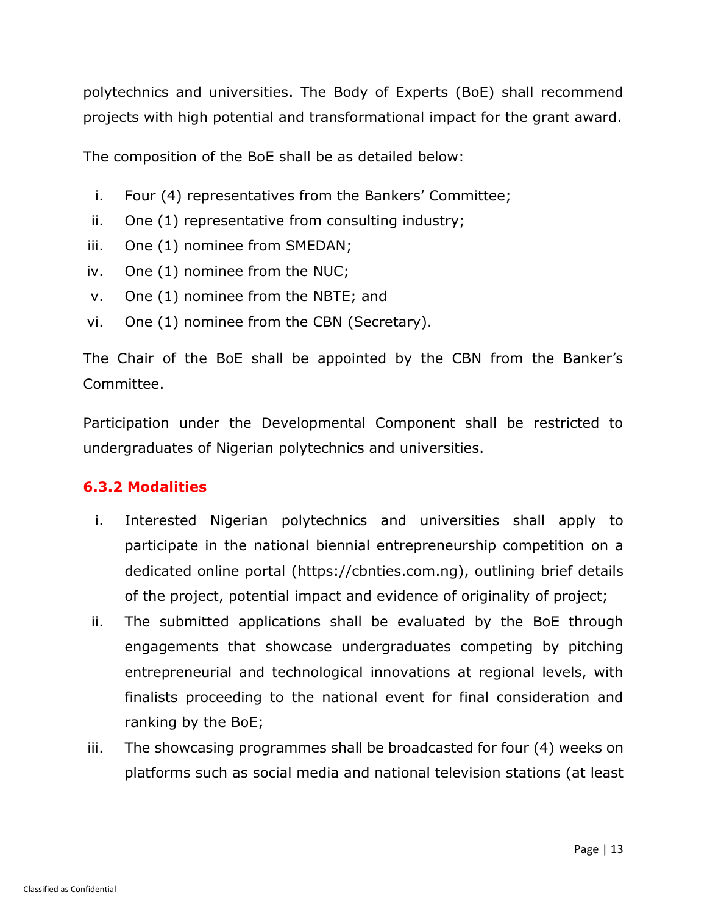polytechnics and universities. The Body of Experts (BoE) shall recommend projects with high potential and transformational impact for the grant award.

The composition of the BoE shall be as detailed below:

i. Four (4) representatives from the Bankers' Committee;
ii. One (1) representative from consulting industry;
iii. One (1) nominee from SMEDAN;
iv. One (1) nominee from the NUC;
v. One (1) nominee from the NBTE; and
vi. One (1) nominee from the CBN (Secretary).

The Chair of the BoE shall be appointed by the CBN from the Banker's Committee.

Participation under the Developmental Component shall be restricted to undergraduates of Nigerian polytechnics and universities.

#### 6.3.2 Modalities

i. Interested Nigerian polytechnics and universities shall apply to participate in the national biennial entrepreneurship competition on a dedicated online portal (https://cbnties.com.ng), outlining brief details of the project, potential impact and evidence of originality of project;
ii. The submitted applications shall be evaluated by the BoE through engagements that showcase undergraduates competing by pitching entrepreneurial and technological innovations at regional levels, with finalists proceeding to the national event for final consideration and ranking by the BoE;
iii. The showcasing programmes shall be broadcasted for four (4) weeks on platforms such as social media and national television stations (at least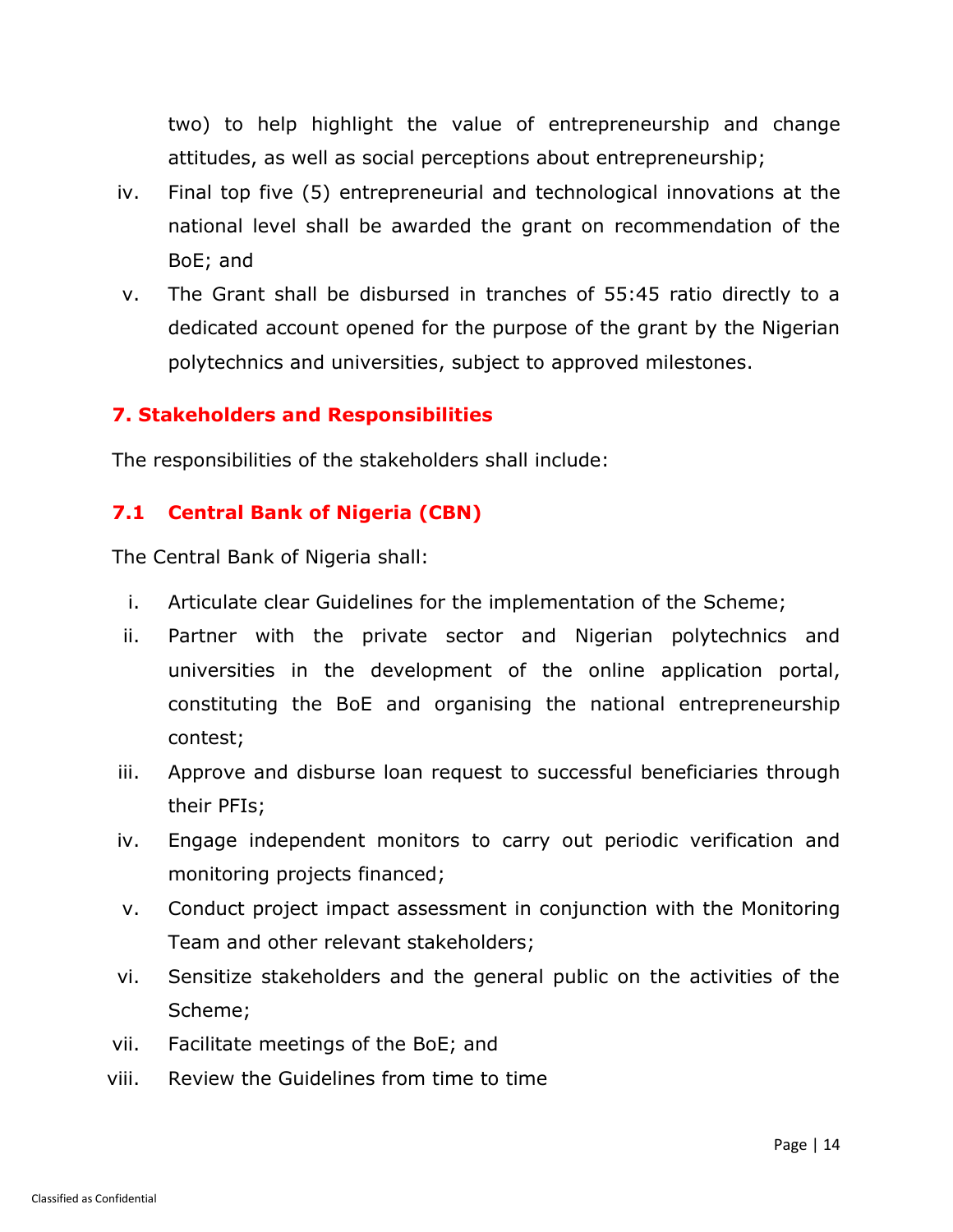two) to help highlight the value of entrepreneurship and change attitudes, as well as social perceptions about entrepreneurship;

iv. Final top five (5) entrepreneurial and technological innovations at the national level shall be awarded the grant on recommendation of the BoE; and

v. The Grant shall be disbursed in tranches of 55:45 ratio directly to a dedicated account opened for the purpose of the grant by the Nigerian polytechnics and universities, subject to approved milestones.

## 7. Stakeholders and Responsibilities

The responsibilities of the stakeholders shall include:

### 7.1 Central Bank of Nigeria (CBN)

The Central Bank of Nigeria shall:

i. Articulate clear Guidelines for the implementation of the Scheme;

ii. Partner with the private sector and Nigerian polytechnics and universities in the development of the online application portal, constituting the BoE and organising the national entrepreneurship contest;

iii. Approve and disburse loan request to successful beneficiaries through their PFIs;

iv. Engage independent monitors to carry out periodic verification and monitoring projects financed;

v. Conduct project impact assessment in conjunction with the Monitoring Team and other relevant stakeholders;

vi. Sensitize stakeholders and the general public on the activities of the Scheme;

vii. Facilitate meetings of the BoE; and

viii. Review the Guidelines from time to time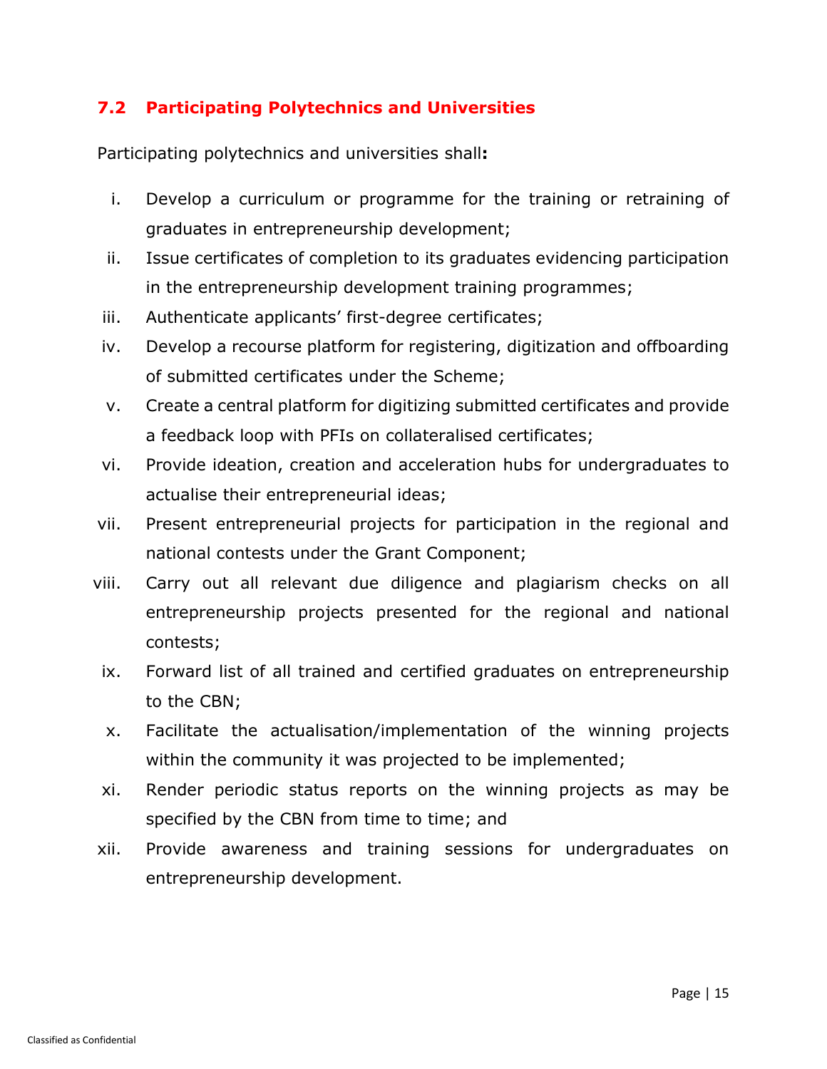## 7.2 Participating Polytechnics and Universities

Participating polytechnics and universities shall**:**

i. Develop a curriculum or programme for the training or retraining of graduates in entrepreneurship development;

ii. Issue certificates of completion to its graduates evidencing participation in the entrepreneurship development training programmes;

iii. Authenticate applicants' first-degree certificates;

iv. Develop a recourse platform for registering, digitization and offboarding of submitted certificates under the Scheme;

v. Create a central platform for digitizing submitted certificates and provide a feedback loop with PFIs on collateralised certificates;

vi. Provide ideation, creation and acceleration hubs for undergraduates to actualise their entrepreneurial ideas;

vii. Present entrepreneurial projects for participation in the regional and national contests under the Grant Component;

viii. Carry out all relevant due diligence and plagiarism checks on all entrepreneurship projects presented for the regional and national contests;

ix. Forward list of all trained and certified graduates on entrepreneurship to the CBN;

x. Facilitate the actualisation/implementation of the winning projects within the community it was projected to be implemented;

xi. Render periodic status reports on the winning projects as may be specified by the CBN from time to time; and

xii. Provide awareness and training sessions for undergraduates on entrepreneurship development.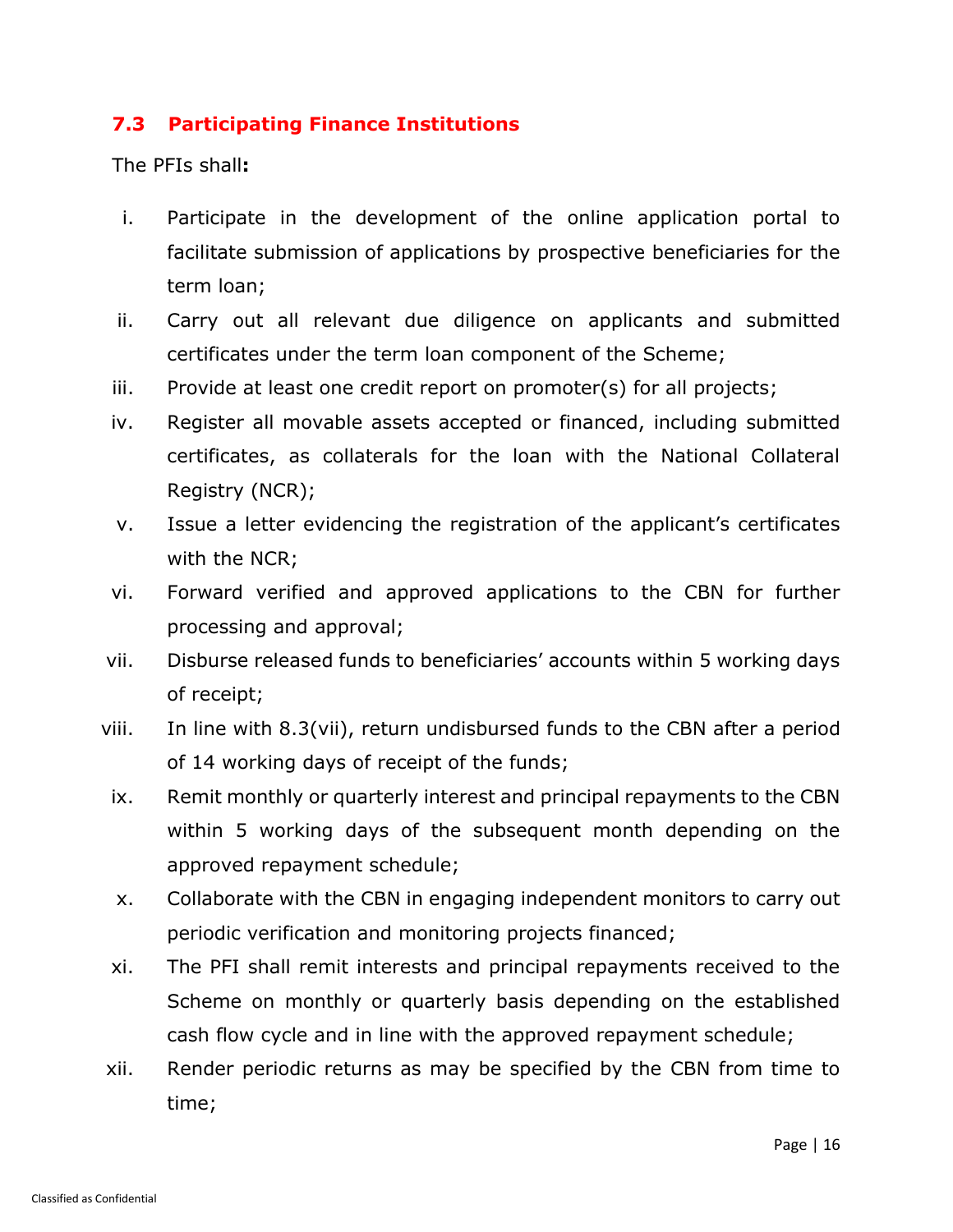### 7.3 Participating Finance Institutions

The PFIs shall**:**

i. Participate in the development of the online application portal to facilitate submission of applications by prospective beneficiaries for the term loan;

ii. Carry out all relevant due diligence on applicants and submitted certificates under the term loan component of the Scheme;

iii. Provide at least one credit report on promoter(s) for all projects;

iv. Register all movable assets accepted or financed, including submitted certificates, as collaterals for the loan with the National Collateral Registry (NCR);

v. Issue a letter evidencing the registration of the applicant's certificates with the NCR;

vi. Forward verified and approved applications to the CBN for further processing and approval;

vii. Disburse released funds to beneficiaries' accounts within 5 working days of receipt;

viii. In line with 8.3(vii), return undisbursed funds to the CBN after a period of 14 working days of receipt of the funds;

ix. Remit monthly or quarterly interest and principal repayments to the CBN within 5 working days of the subsequent month depending on the approved repayment schedule;

x. Collaborate with the CBN in engaging independent monitors to carry out periodic verification and monitoring projects financed;

xi. The PFI shall remit interests and principal repayments received to the Scheme on monthly or quarterly basis depending on the established cash flow cycle and in line with the approved repayment schedule;

xii. Render periodic returns as may be specified by the CBN from time to time;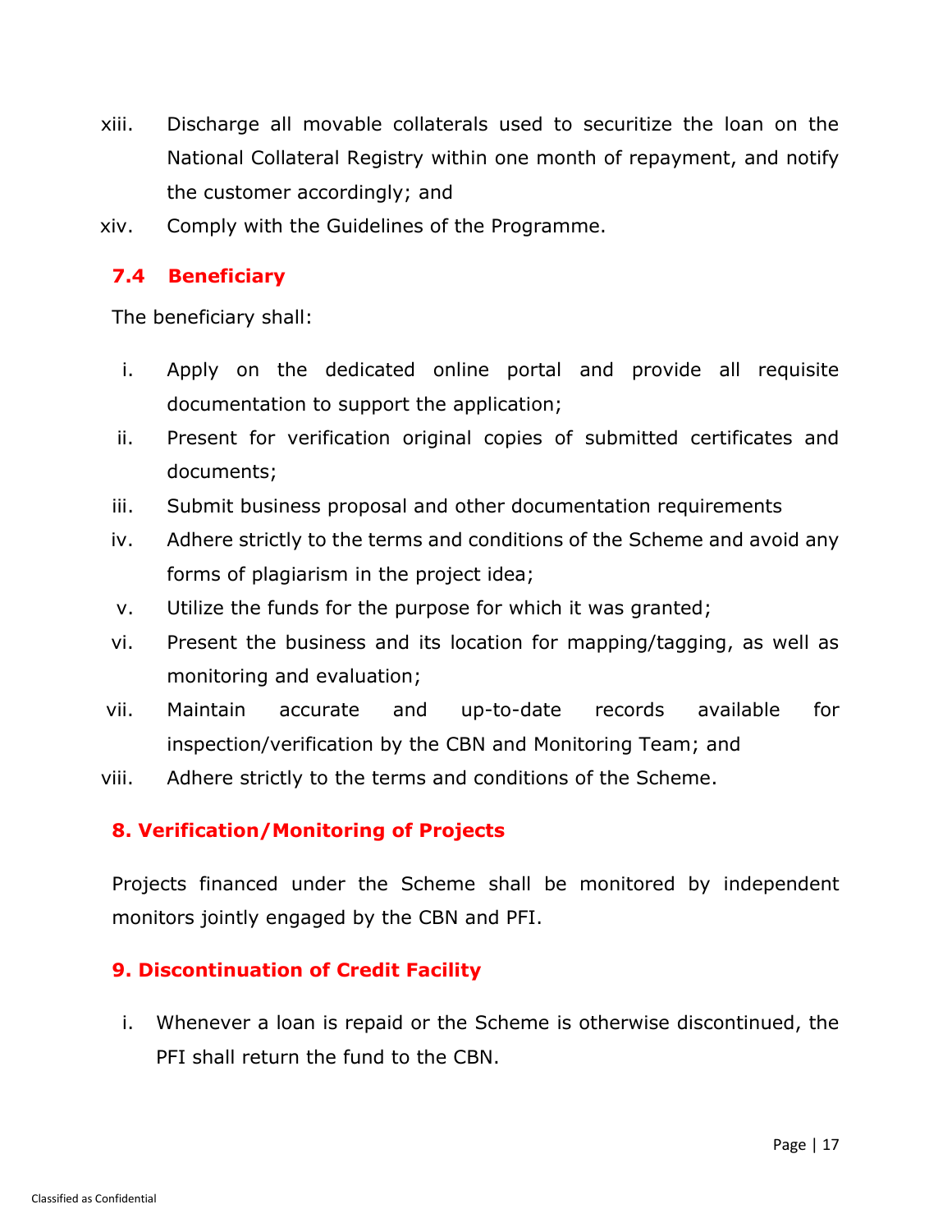xiii. Discharge all movable collaterals used to securitize the loan on the National Collateral Registry within one month of repayment, and notify the customer accordingly; and

xiv. Comply with the Guidelines of the Programme.

### 7.4 Beneficiary

The beneficiary shall:

i. Apply on the dedicated online portal and provide all requisite documentation to support the application;

ii. Present for verification original copies of submitted certificates and documents;

iii. Submit business proposal and other documentation requirements

iv. Adhere strictly to the terms and conditions of the Scheme and avoid any forms of plagiarism in the project idea;

v. Utilize the funds for the purpose for which it was granted;

vi. Present the business and its location for mapping/tagging, as well as monitoring and evaluation;

vii. Maintain accurate and up-to-date records available for inspection/verification by the CBN and Monitoring Team; and

viii. Adhere strictly to the terms and conditions of the Scheme.

## 8. Verification/Monitoring of Projects

Projects financed under the Scheme shall be monitored by independent monitors jointly engaged by the CBN and PFI.

## 9. Discontinuation of Credit Facility

i. Whenever a loan is repaid or the Scheme is otherwise discontinued, the PFI shall return the fund to the CBN.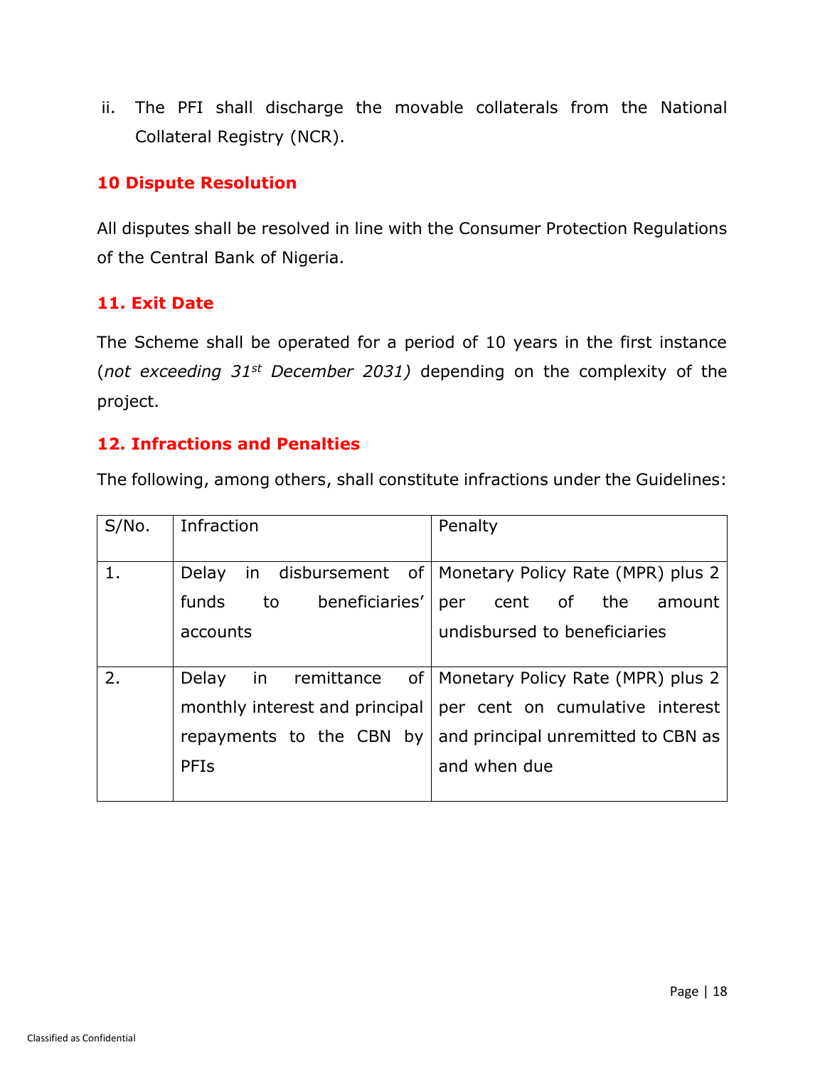ii. The PFI shall discharge the movable collaterals from the National Collateral Registry (NCR).

## 10 Dispute Resolution

All disputes shall be resolved in line with the Consumer Protection Regulations of the Central Bank of Nigeria.

## 11. Exit Date

The Scheme shall be operated for a period of 10 years in the first instance (*not exceeding 31st December 2031)* depending on the complexity of the project.

## 12. Infractions and Penalties

The following, among others, shall constitute infractions under the Guidelines:

| S/No. | Infraction | Penalty |
|---|---|---|
| 1. | Delay in disbursement of funds to beneficiaries' accounts | Monetary Policy Rate (MPR) plus 2 per cent of the amount undisbursed to beneficiaries |
| 2. | Delay in remittance of monthly interest and principal repayments to the CBN by PFIs | Monetary Policy Rate (MPR) plus 2 per cent on cumulative interest and principal unremitted to CBN as and when due |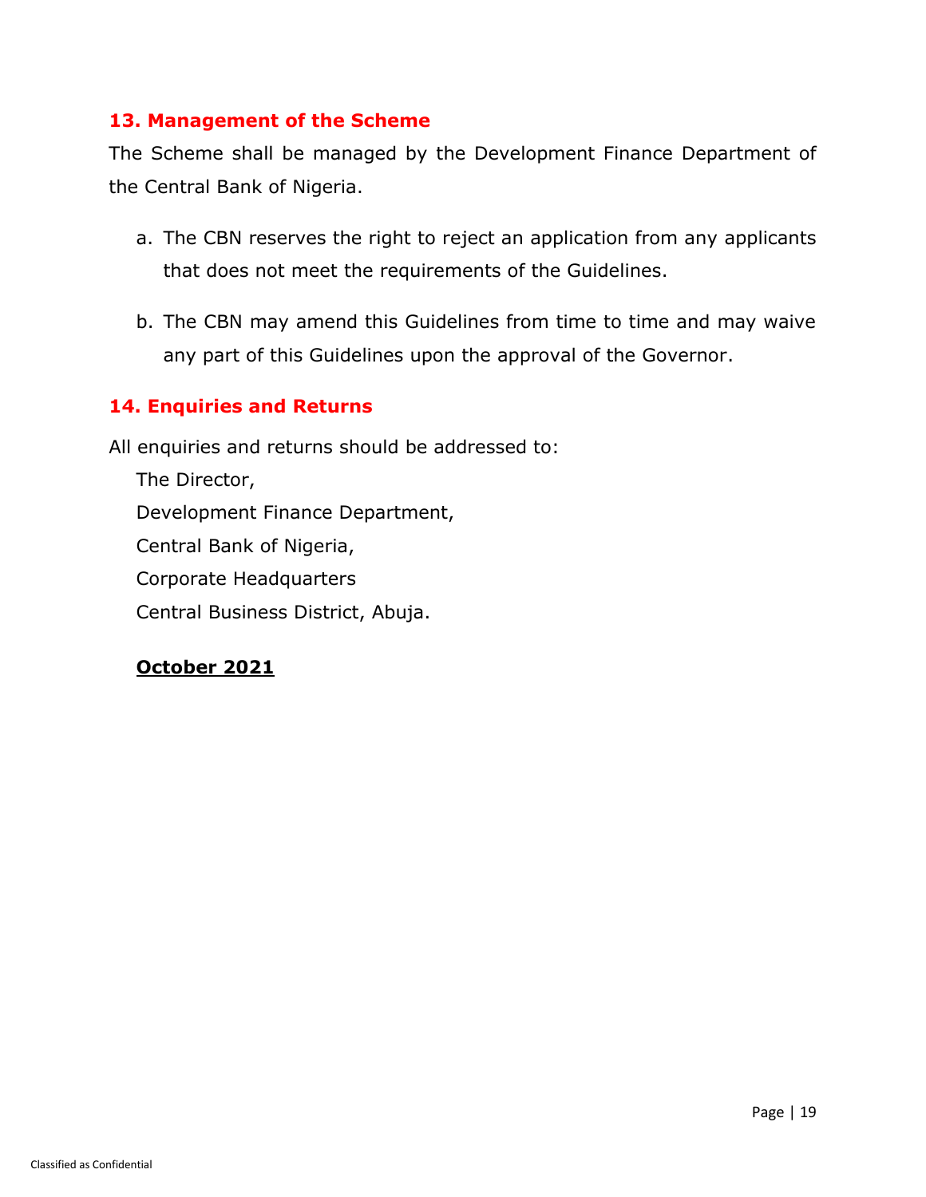## 13. Management of the Scheme

The Scheme shall be managed by the Development Finance Department of the Central Bank of Nigeria.

a. The CBN reserves the right to reject an application from any applicants that does not meet the requirements of the Guidelines.

b. The CBN may amend this Guidelines from time to time and may waive any part of this Guidelines upon the approval of the Governor.

## 14. Enquiries and Returns

All enquiries and returns should be addressed to:

The Director,
Development Finance Department,
Central Bank of Nigeria,
Corporate Headquarters
Central Business District, Abuja.

**October 2021**

Classified as Confidential